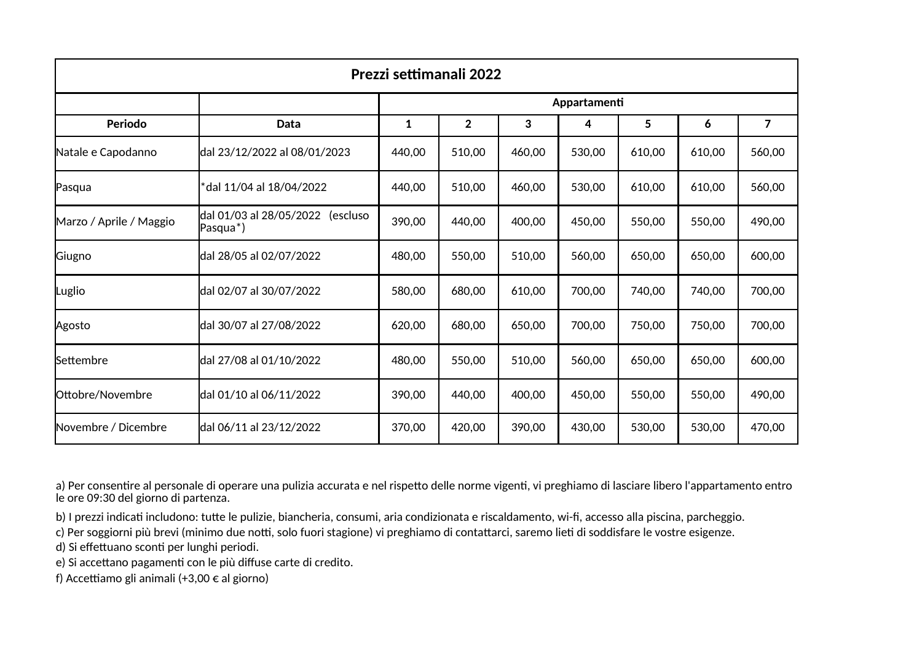| Prezzi settimanali 2022 | | | | | | | | |
|---|---|---|---|---|---|---|---|---|
| | | Appartamenti | | | | | | |
| **Periodo** | **Data** | **1** | **2** | **3** | **4** | **5** | **6** | **7** |
| Natale e Capodanno | dal 23/12/2022 al 08/01/2023 | 440,00 | 510,00 | 460,00 | 530,00 | 610,00 | 610,00 | 560,00 |
| Pasqua | *dal 11/04 al 18/04/2022 | 440,00 | 510,00 | 460,00 | 530,00 | 610,00 | 610,00 | 560,00 |
| Marzo / Aprile / Maggio | dal 01/03 al 28/05/2022 (escluso Pasqua*) | 390,00 | 440,00 | 400,00 | 450,00 | 550,00 | 550,00 | 490,00 |
| Giugno | dal 28/05 al 02/07/2022 | 480,00 | 550,00 | 510,00 | 560,00 | 650,00 | 650,00 | 600,00 |
| Luglio | dal 02/07 al 30/07/2022 | 580,00 | 680,00 | 610,00 | 700,00 | 740,00 | 740,00 | 700,00 |
| Agosto | dal 30/07 al 27/08/2022 | 620,00 | 680,00 | 650,00 | 700,00 | 750,00 | 750,00 | 700,00 |
| Settembre | dal 27/08 al 01/10/2022 | 480,00 | 550,00 | 510,00 | 560,00 | 650,00 | 650,00 | 600,00 |
| Ottobre/Novembre | dal 01/10 al 06/11/2022 | 390,00 | 440,00 | 400,00 | 450,00 | 550,00 | 550,00 | 490,00 |
| Novembre / Dicembre | dal 06/11 al 23/12/2022 | 370,00 | 420,00 | 390,00 | 430,00 | 530,00 | 530,00 | 470,00 |

a) Per consentire al personale di operare una pulizia accurata e nel rispetto delle norme vigenti, vi preghiamo di lasciare libero l'appartamento entro le ore 09:30 del giorno di partenza.

b) I prezzi indicati includono: tutte le pulizie, biancheria, consumi, aria condizionata e riscaldamento, wi-fi, accesso alla piscina, parcheggio.

c) Per soggiorni più brevi (minimo due notti, solo fuori stagione) vi preghiamo di contattarci, saremo lieti di soddisfare le vostre esigenze.

d) Si effettuano sconti per lunghi periodi.

e) Si accettano pagamenti con le più diffuse carte di credito.

f) Accettiamo gli animali (+3,00 € al giorno)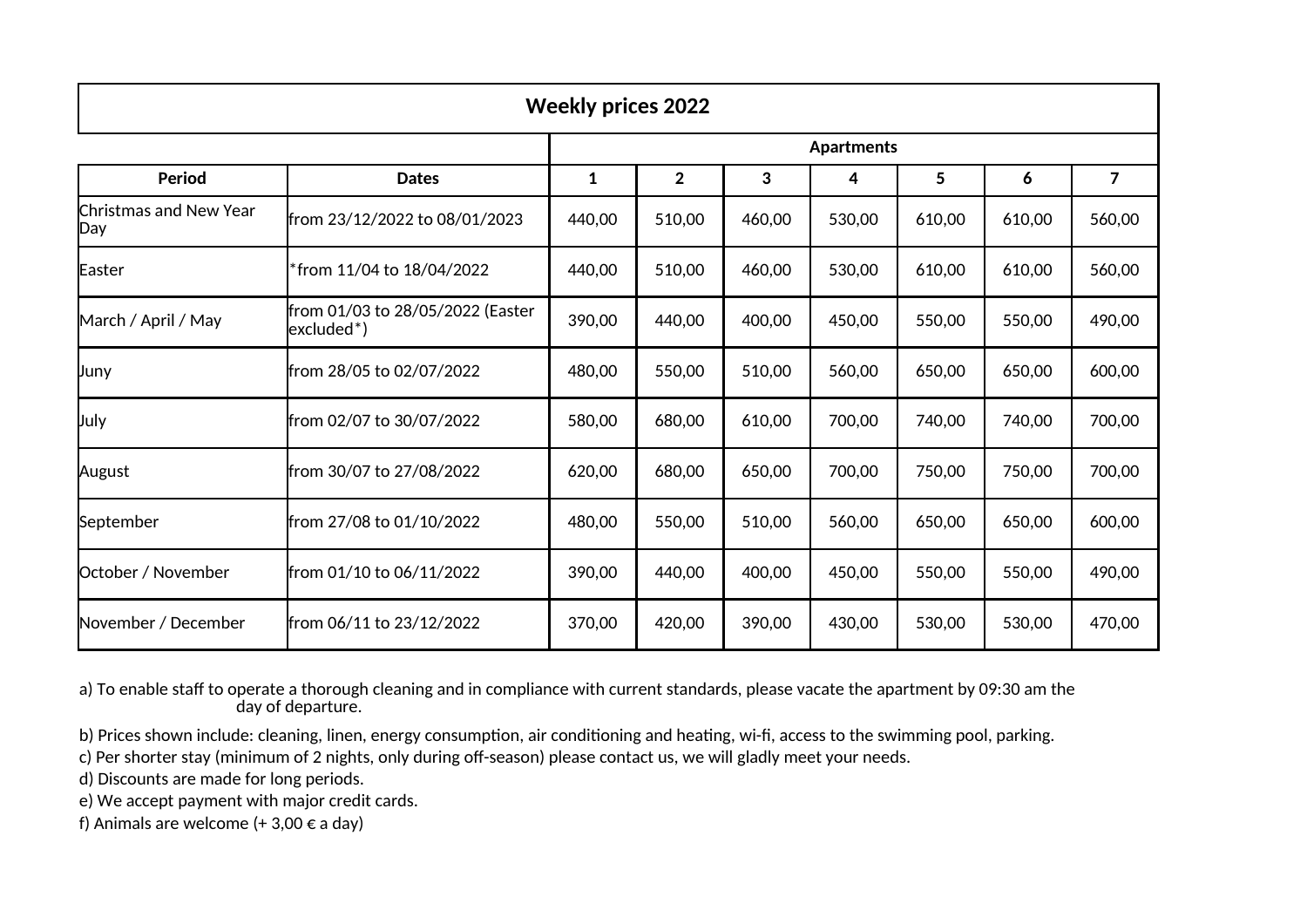| Weekly prices 2022 | | | | | | | | |
|---|---|---|---|---|---|---|---|---|
| | | Apartments | | | | | | |
| **Period** | **Dates** | **1** | **2** | **3** | **4** | **5** | **6** | **7** |
| Christmas and New Year Day | from 23/12/2022 to 08/01/2023 | 440,00 | 510,00 | 460,00 | 530,00 | 610,00 | 610,00 | 560,00 |
| Easter | *from 11/04 to 18/04/2022 | 440,00 | 510,00 | 460,00 | 530,00 | 610,00 | 610,00 | 560,00 |
| March / April / May | from 01/03 to 28/05/2022 (Easter excluded*) | 390,00 | 440,00 | 400,00 | 450,00 | 550,00 | 550,00 | 490,00 |
| Juny | from 28/05 to 02/07/2022 | 480,00 | 550,00 | 510,00 | 560,00 | 650,00 | 650,00 | 600,00 |
| July | from 02/07 to 30/07/2022 | 580,00 | 680,00 | 610,00 | 700,00 | 740,00 | 740,00 | 700,00 |
| August | from 30/07 to 27/08/2022 | 620,00 | 680,00 | 650,00 | 700,00 | 750,00 | 750,00 | 700,00 |
| September | from 27/08 to 01/10/2022 | 480,00 | 550,00 | 510,00 | 560,00 | 650,00 | 650,00 | 600,00 |
| October / November | from 01/10 to 06/11/2022 | 390,00 | 440,00 | 400,00 | 450,00 | 550,00 | 550,00 | 490,00 |
| November / December | from 06/11 to 23/12/2022 | 370,00 | 420,00 | 390,00 | 430,00 | 530,00 | 530,00 | 470,00 |

a) To enable staff to operate a thorough cleaning and in compliance with current standards, please vacate the apartment by 09:30 am the day of departure.

b) Prices shown include: cleaning, linen, energy consumption, air conditioning and heating, wi-fi, access to the swimming pool, parking.

c) Per shorter stay (minimum of 2 nights, only during off-season) please contact us, we will gladly meet your needs.

d) Discounts are made for long periods.

e) We accept payment with major credit cards.

f) Animals are welcome (+ 3,00 € a day)